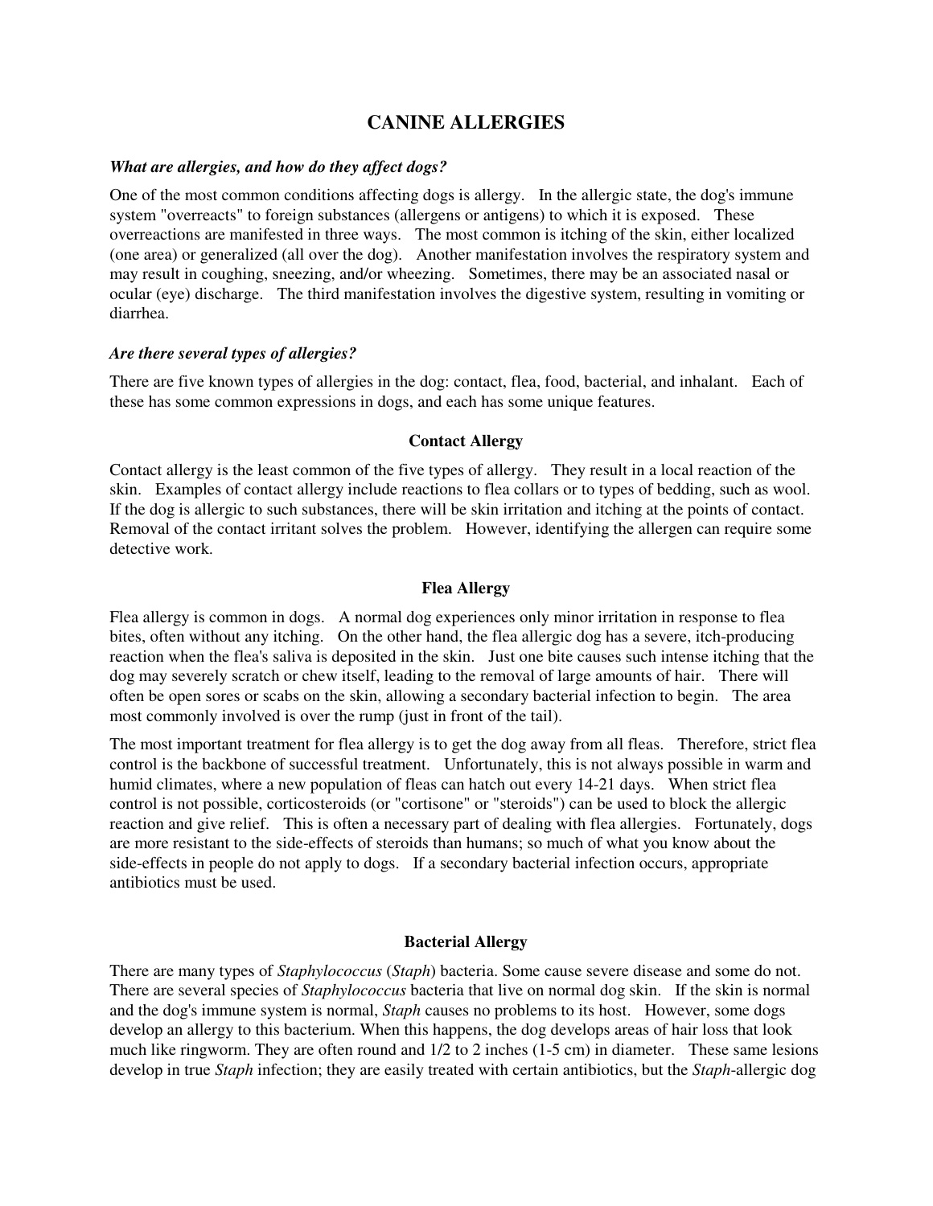# CANINE ALLERGIES

***What are allergies, and how do they affect dogs?***

One of the most common conditions affecting dogs is allergy. In the allergic state, the dog's immune system "overreacts" to foreign substances (allergens or antigens) to which it is exposed. These overreactions are manifested in three ways. The most common is itching of the skin, either localized (one area) or generalized (all over the dog). Another manifestation involves the respiratory system and may result in coughing, sneezing, and/or wheezing. Sometimes, there may be an associated nasal or ocular (eye) discharge. The third manifestation involves the digestive system, resulting in vomiting or diarrhea.

***Are there several types of allergies?***

There are five known types of allergies in the dog: contact, flea, food, bacterial, and inhalant. Each of these has some common expressions in dogs, and each has some unique features.

**Contact Allergy**

Contact allergy is the least common of the five types of allergy. They result in a local reaction of the skin. Examples of contact allergy include reactions to flea collars or to types of bedding, such as wool. If the dog is allergic to such substances, there will be skin irritation and itching at the points of contact. Removal of the contact irritant solves the problem. However, identifying the allergen can require some detective work.

**Flea Allergy**

Flea allergy is common in dogs. A normal dog experiences only minor irritation in response to flea bites, often without any itching. On the other hand, the flea allergic dog has a severe, itch-producing reaction when the flea's saliva is deposited in the skin. Just one bite causes such intense itching that the dog may severely scratch or chew itself, leading to the removal of large amounts of hair. There will often be open sores or scabs on the skin, allowing a secondary bacterial infection to begin. The area most commonly involved is over the rump (just in front of the tail).

The most important treatment for flea allergy is to get the dog away from all fleas. Therefore, strict flea control is the backbone of successful treatment. Unfortunately, this is not always possible in warm and humid climates, where a new population of fleas can hatch out every 14-21 days. When strict flea control is not possible, corticosteroids (or "cortisone" or "steroids") can be used to block the allergic reaction and give relief. This is often a necessary part of dealing with flea allergies. Fortunately, dogs are more resistant to the side-effects of steroids than humans; so much of what you know about the side-effects in people do not apply to dogs. If a secondary bacterial infection occurs, appropriate antibiotics must be used.

**Bacterial Allergy**

There are many types of *Staphylococcus* (*Staph*) bacteria. Some cause severe disease and some do not. There are several species of *Staphylococcus* bacteria that live on normal dog skin. If the skin is normal and the dog's immune system is normal, *Staph* causes no problems to its host. However, some dogs develop an allergy to this bacterium. When this happens, the dog develops areas of hair loss that look much like ringworm. They are often round and 1/2 to 2 inches (1-5 cm) in diameter. These same lesions develop in true *Staph* infection; they are easily treated with certain antibiotics, but the *Staph*-allergic dog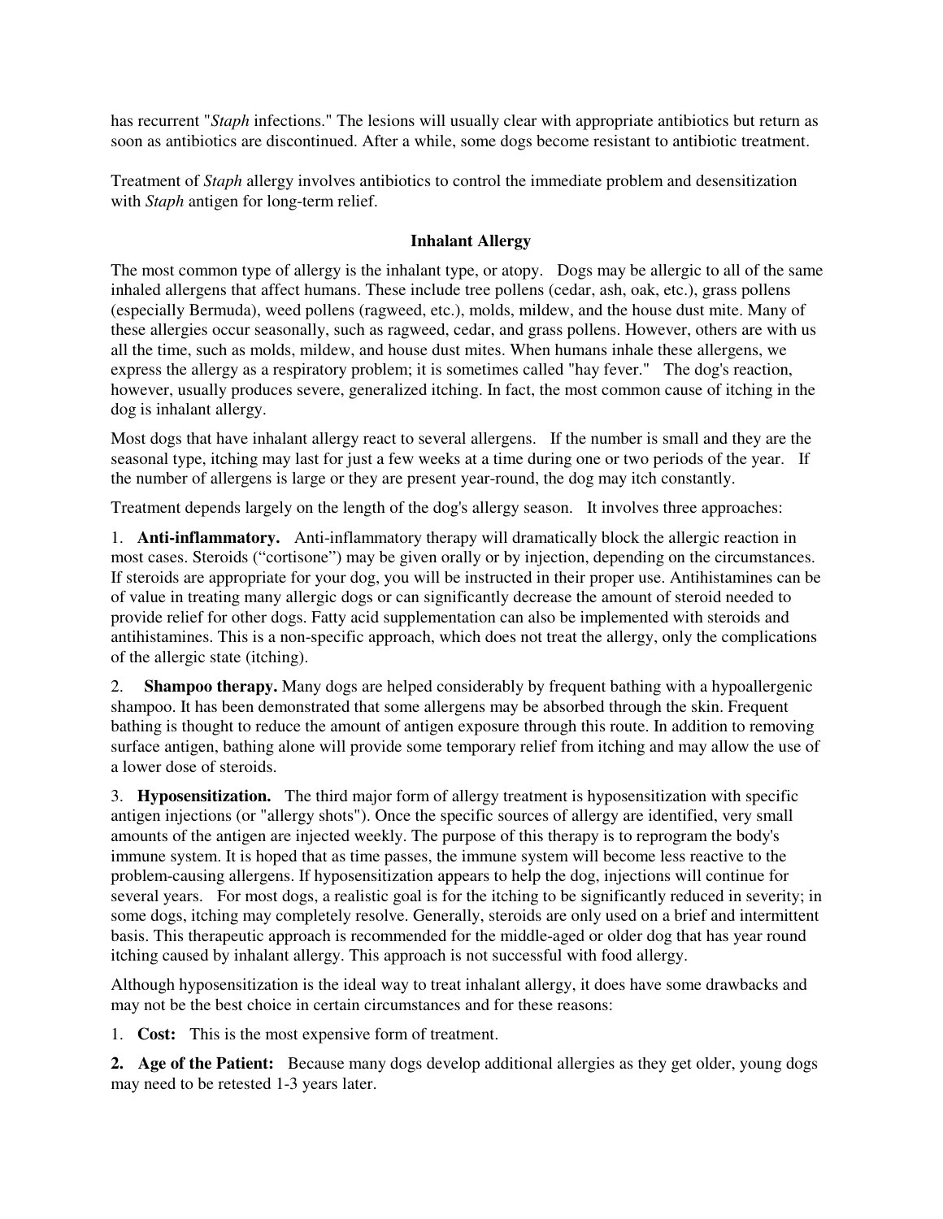has recurrent "*Staph* infections." The lesions will usually clear with appropriate antibiotics but return as soon as antibiotics are discontinued. After a while, some dogs become resistant to antibiotic treatment.

Treatment of *Staph* allergy involves antibiotics to control the immediate problem and desensitization with *Staph* antigen for long-term relief.

## Inhalant Allergy

The most common type of allergy is the inhalant type, or atopy. Dogs may be allergic to all of the same inhaled allergens that affect humans. These include tree pollens (cedar, ash, oak, etc.), grass pollens (especially Bermuda), weed pollens (ragweed, etc.), molds, mildew, and the house dust mite. Many of these allergies occur seasonally, such as ragweed, cedar, and grass pollens. However, others are with us all the time, such as molds, mildew, and house dust mites. When humans inhale these allergens, we express the allergy as a respiratory problem; it is sometimes called "hay fever." The dog's reaction, however, usually produces severe, generalized itching. In fact, the most common cause of itching in the dog is inhalant allergy.

Most dogs that have inhalant allergy react to several allergens. If the number is small and they are the seasonal type, itching may last for just a few weeks at a time during one or two periods of the year. If the number of allergens is large or they are present year-round, the dog may itch constantly.

Treatment depends largely on the length of the dog's allergy season. It involves three approaches:

1. **Anti-inflammatory.** Anti-inflammatory therapy will dramatically block the allergic reaction in most cases. Steroids ("cortisone") may be given orally or by injection, depending on the circumstances. If steroids are appropriate for your dog, you will be instructed in their proper use. Antihistamines can be of value in treating many allergic dogs or can significantly decrease the amount of steroid needed to provide relief for other dogs. Fatty acid supplementation can also be implemented with steroids and antihistamines. This is a non-specific approach, which does not treat the allergy, only the complications of the allergic state (itching).

2. **Shampoo therapy.** Many dogs are helped considerably by frequent bathing with a hypoallergenic shampoo. It has been demonstrated that some allergens may be absorbed through the skin. Frequent bathing is thought to reduce the amount of antigen exposure through this route. In addition to removing surface antigen, bathing alone will provide some temporary relief from itching and may allow the use of a lower dose of steroids.

3. **Hyposensitization.** The third major form of allergy treatment is hyposensitization with specific antigen injections (or "allergy shots"). Once the specific sources of allergy are identified, very small amounts of the antigen are injected weekly. The purpose of this therapy is to reprogram the body's immune system. It is hoped that as time passes, the immune system will become less reactive to the problem-causing allergens. If hyposensitization appears to help the dog, injections will continue for several years. For most dogs, a realistic goal is for the itching to be significantly reduced in severity; in some dogs, itching may completely resolve. Generally, steroids are only used on a brief and intermittent basis. This therapeutic approach is recommended for the middle-aged or older dog that has year round itching caused by inhalant allergy. This approach is not successful with food allergy.

Although hyposensitization is the ideal way to treat inhalant allergy, it does have some drawbacks and may not be the best choice in certain circumstances and for these reasons:

1. **Cost:** This is the most expensive form of treatment.

2. **Age of the Patient:** Because many dogs develop additional allergies as they get older, young dogs may need to be retested 1-3 years later.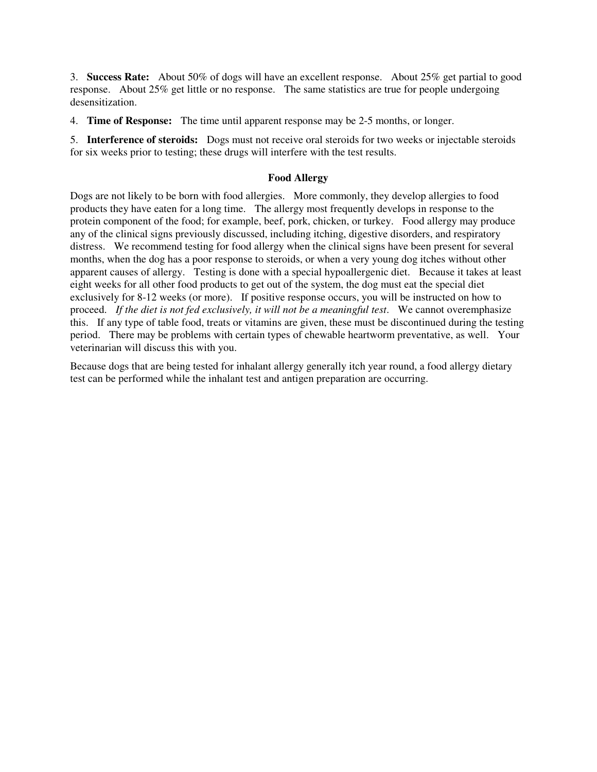3. **Success Rate:** About 50% of dogs will have an excellent response. About 25% get partial to good response. About 25% get little or no response. The same statistics are true for people undergoing desensitization.

4. **Time of Response:** The time until apparent response may be 2-5 months, or longer.

5. **Interference of steroids:** Dogs must not receive oral steroids for two weeks or injectable steroids for six weeks prior to testing; these drugs will interfere with the test results.

## Food Allergy

Dogs are not likely to be born with food allergies. More commonly, they develop allergies to food products they have eaten for a long time. The allergy most frequently develops in response to the protein component of the food; for example, beef, pork, chicken, or turkey. Food allergy may produce any of the clinical signs previously discussed, including itching, digestive disorders, and respiratory distress. We recommend testing for food allergy when the clinical signs have been present for several months, when the dog has a poor response to steroids, or when a very young dog itches without other apparent causes of allergy. Testing is done with a special hypoallergenic diet. Because it takes at least eight weeks for all other food products to get out of the system, the dog must eat the special diet exclusively for 8-12 weeks (or more). If positive response occurs, you will be instructed on how to proceed. *If the diet is not fed exclusively, it will not be a meaningful test*. We cannot overemphasize this. If any type of table food, treats or vitamins are given, these must be discontinued during the testing period. There may be problems with certain types of chewable heartworm preventative, as well. Your veterinarian will discuss this with you.

Because dogs that are being tested for inhalant allergy generally itch year round, a food allergy dietary test can be performed while the inhalant test and antigen preparation are occurring.